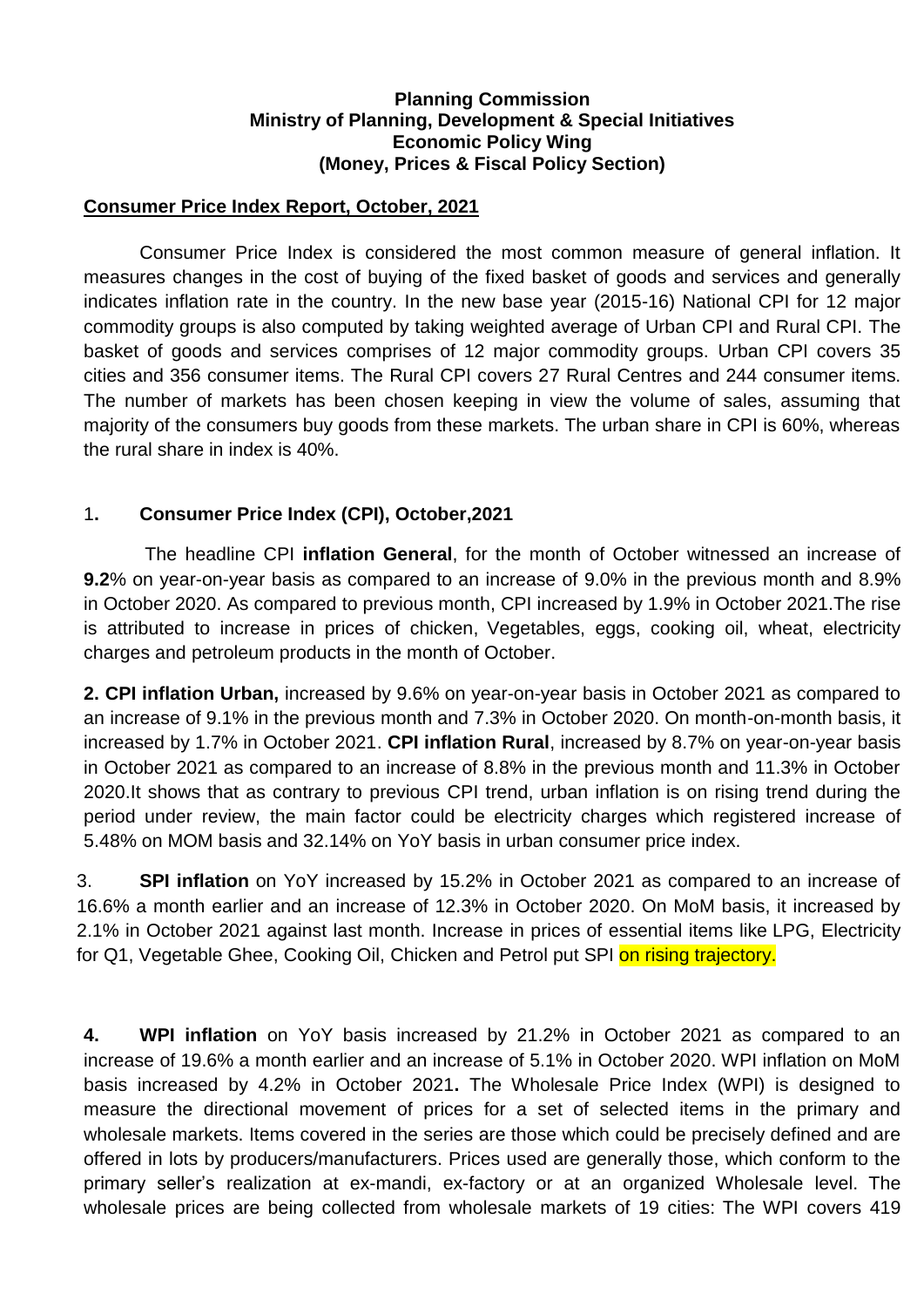**Planning Commission**
**Ministry of Planning, Development & Special Initiatives**
**Economic Policy Wing**
**(Money, Prices & Fiscal Policy Section)**

## Consumer Price Index Report, October, 2021

Consumer Price Index is considered the most common measure of general inflation. It measures changes in the cost of buying of the fixed basket of goods and services and generally indicates inflation rate in the country. In the new base year (2015-16) National CPI for 12 major commodity groups is also computed by taking weighted average of Urban CPI and Rural CPI. The basket of goods and services comprises of 12 major commodity groups. Urban CPI covers 35 cities and 356 consumer items. The Rural CPI covers 27 Rural Centres and 244 consumer items. The number of markets has been chosen keeping in view the volume of sales, assuming that majority of the consumers buy goods from these markets. The urban share in CPI is 60%, whereas the rural share in index is 40%.

### 1. Consumer Price Index (CPI), October,2021

The headline CPI **inflation General**, for the month of October witnessed an increase of **9.2**% on year-on-year basis as compared to an increase of 9.0% in the previous month and 8.9% in October 2020. As compared to previous month, CPI increased by 1.9% in October 2021.The rise is attributed to increase in prices of chicken, Vegetables, eggs, cooking oil, wheat, electricity charges and petroleum products in the month of October.

**2. CPI inflation Urban,** increased by 9.6% on year-on-year basis in October 2021 as compared to an increase of 9.1% in the previous month and 7.3% in October 2020. On month-on-month basis, it increased by 1.7% in October 2021. **CPI inflation Rural**, increased by 8.7% on year-on-year basis in October 2021 as compared to an increase of 8.8% in the previous month and 11.3% in October 2020.It shows that as contrary to previous CPI trend, urban inflation is on rising trend during the period under review, the main factor could be electricity charges which registered increase of 5.48% on MOM basis and 32.14% on YoY basis in urban consumer price index.

3. **SPI inflation** on YoY increased by 15.2% in October 2021 as compared to an increase of 16.6% a month earlier and an increase of 12.3% in October 2020. On MoM basis, it increased by 2.1% in October 2021 against last month. Increase in prices of essential items like LPG, Electricity for Q1, Vegetable Ghee, Cooking Oil, Chicken and Petrol put SPI on rising trajectory.

**4. WPI inflation** on YoY basis increased by 21.2% in October 2021 as compared to an increase of 19.6% a month earlier and an increase of 5.1% in October 2020. WPI inflation on MoM basis increased by 4.2% in October 2021**.** The Wholesale Price Index (WPI) is designed to measure the directional movement of prices for a set of selected items in the primary and wholesale markets. Items covered in the series are those which could be precisely defined and are offered in lots by producers/manufacturers. Prices used are generally those, which conform to the primary seller's realization at ex-mandi, ex-factory or at an organized Wholesale level. The wholesale prices are being collected from wholesale markets of 19 cities: The WPI covers 419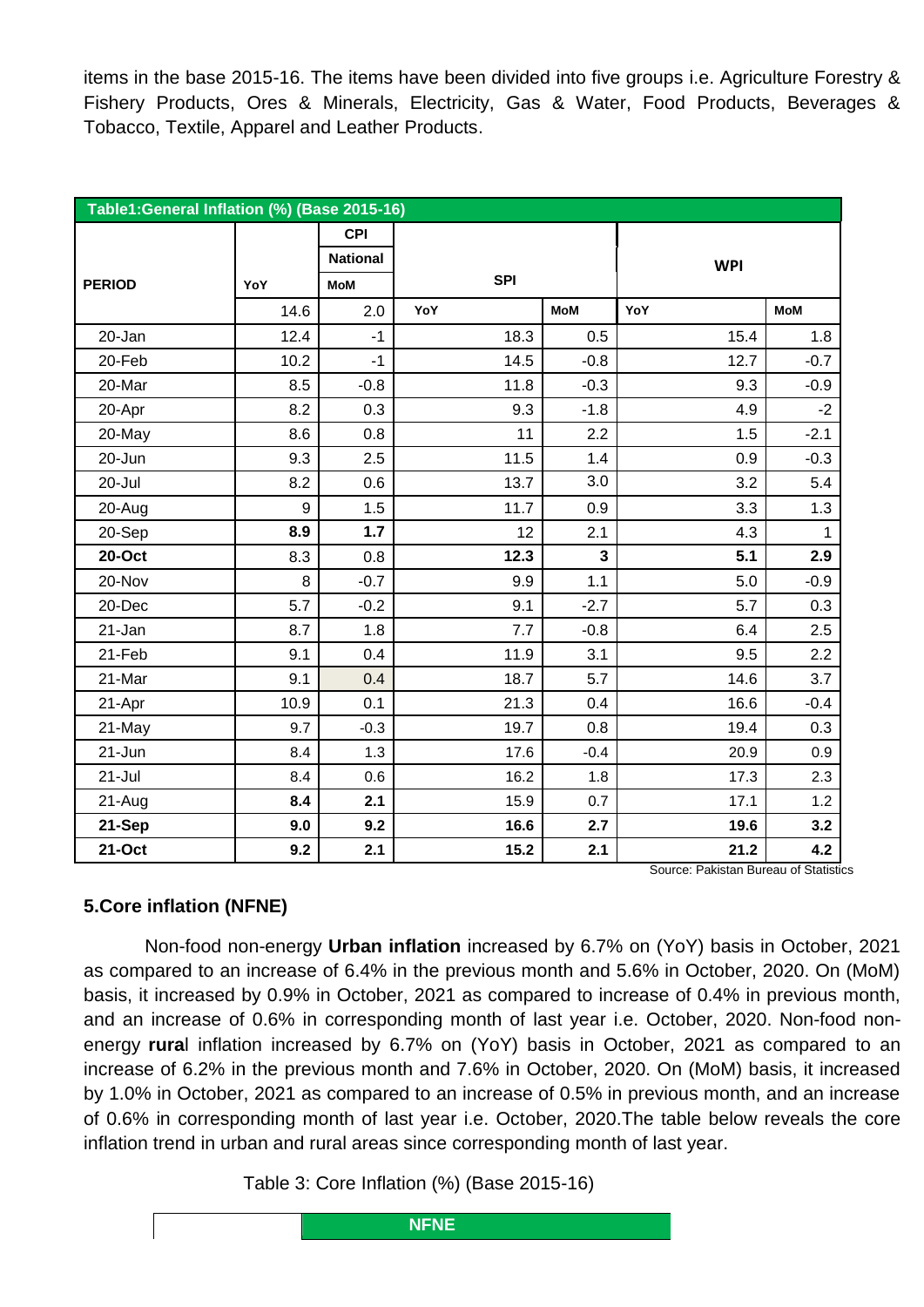items in the base 2015-16. The items have been divided into five groups i.e. Agriculture Forestry & Fishery Products, Ores & Minerals, Electricity, Gas & Water, Food Products, Beverages & Tobacco, Textile, Apparel and Leather Products.

| Table1:General Inflation (%) (Base 2015-16) | | | | | | |
|---|---|---|---|---|---|---|
| PERIOD | CPI National | | SPI | | WPI | |
| | YoY | MoM | | | | |
| | 14.6 | 2.0 | YoY | MoM | YoY | MoM |
| 20-Jan | 12.4 | -1 | 18.3 | 0.5 | 15.4 | 1.8 |
| 20-Feb | 10.2 | -1 | 14.5 | -0.8 | 12.7 | -0.7 |
| 20-Mar | 8.5 | -0.8 | 11.8 | -0.3 | 9.3 | -0.9 |
| 20-Apr | 8.2 | 0.3 | 9.3 | -1.8 | 4.9 | -2 |
| 20-May | 8.6 | 0.8 | 11 | 2.2 | 1.5 | -2.1 |
| 20-Jun | 9.3 | 2.5 | 11.5 | 1.4 | 0.9 | -0.3 |
| 20-Jul | 8.2 | 0.6 | 13.7 | 3.0 | 3.2 | 5.4 |
| 20-Aug | 9 | 1.5 | 11.7 | 0.9 | 3.3 | 1.3 |
| 20-Sep | **8.9** | **1.7** | 12 | 2.1 | 4.3 | 1 |
| **20-Oct** | 8.3 | 0.8 | **12.3** | **3** | **5.1** | **2.9** |
| 20-Nov | 8 | -0.7 | 9.9 | 1.1 | 5.0 | -0.9 |
| 20-Dec | 5.7 | -0.2 | 9.1 | -2.7 | 5.7 | 0.3 |
| 21-Jan | 8.7 | 1.8 | 7.7 | -0.8 | 6.4 | 2.5 |
| 21-Feb | 9.1 | 0.4 | 11.9 | 3.1 | 9.5 | 2.2 |
| 21-Mar | 9.1 | 0.4 | 18.7 | 5.7 | 14.6 | 3.7 |
| 21-Apr | 10.9 | 0.1 | 21.3 | 0.4 | 16.6 | -0.4 |
| 21-May | 9.7 | -0.3 | 19.7 | 0.8 | 19.4 | 0.3 |
| 21-Jun | 8.4 | 1.3 | 17.6 | -0.4 | 20.9 | 0.9 |
| 21-Jul | 8.4 | 0.6 | 16.2 | 1.8 | 17.3 | 2.3 |
| 21-Aug | **8.4** | **2.1** | 15.9 | 0.7 | 17.1 | 1.2 |
| **21-Sep** | **9.0** | **9.2** | **16.6** | **2.7** | **19.6** | **3.2** |
| **21-Oct** | **9.2** | **2.1** | **15.2** | **2.1** | **21.2** | **4.2** |

Source: Pakistan Bureau of Statistics

## 5.Core inflation (NFNE)

Non-food non-energy **Urban inflation** increased by 6.7% on (YoY) basis in October, 2021 as compared to an increase of 6.4% in the previous month and 5.6% in October, 2020. On (MoM) basis, it increased by 0.9% in October, 2021 as compared to increase of 0.4% in previous month, and an increase of 0.6% in corresponding month of last year i.e. October, 2020. Non-food non-energy **rura**l inflation increased by 6.7% on (YoY) basis in October, 2021 as compared to an increase of 6.2% in the previous month and 7.6% in October, 2020. On (MoM) basis, it increased by 1.0% in October, 2021 as compared to an increase of 0.5% in previous month, and an increase of 0.6% in corresponding month of last year i.e. October, 2020.The table below reveals the core inflation trend in urban and rural areas since corresponding month of last year.

Table 3: Core Inflation (%) (Base 2015-16)

| | NFNE |
|---|---|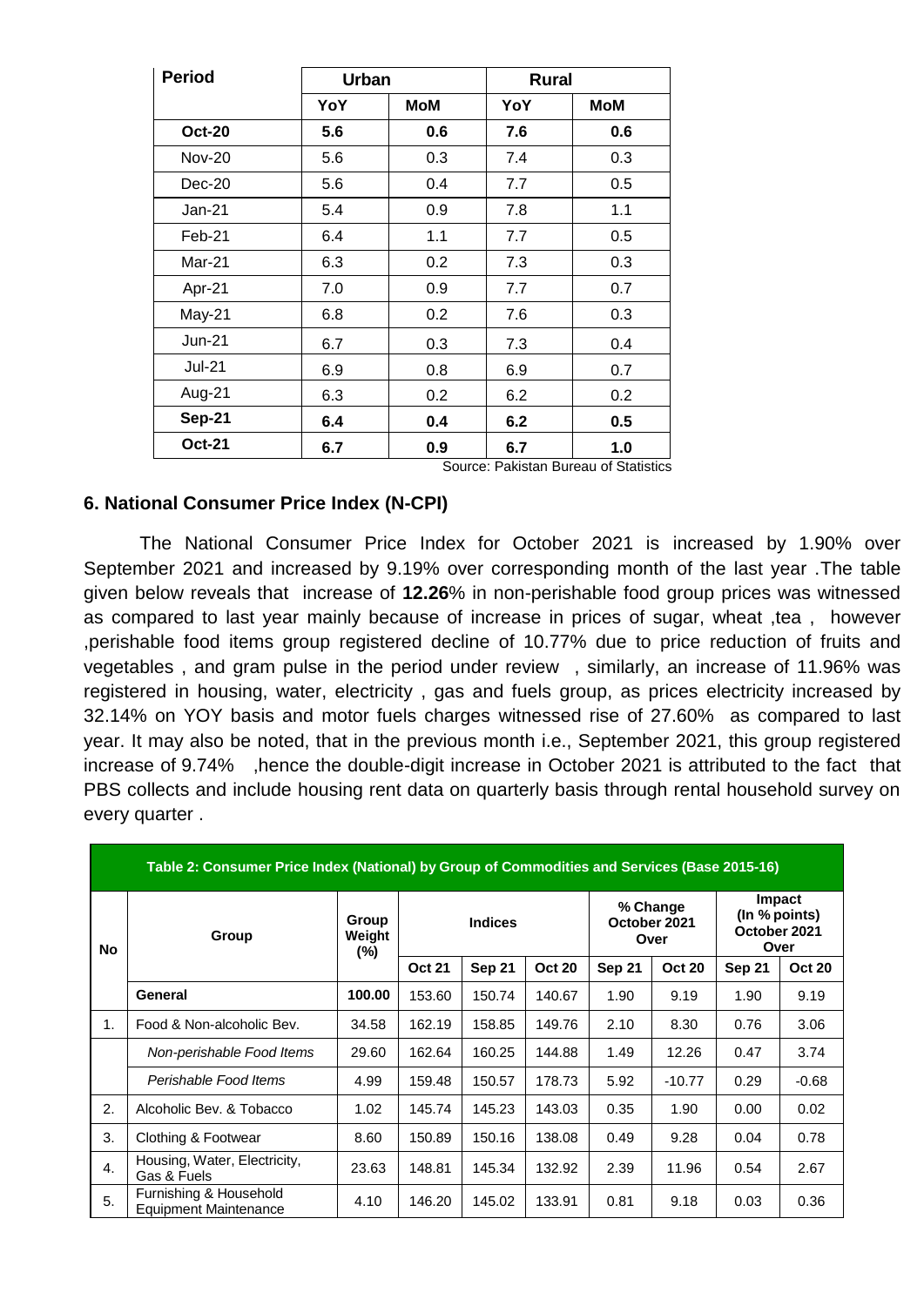| Period | Urban | | Rural | |
|---|---|---|---|---|
| | YoY | MoM | YoY | MoM |
| **Oct-20** | **5.6** | **0.6** | **7.6** | **0.6** |
| Nov-20 | 5.6 | 0.3 | 7.4 | 0.3 |
| Dec-20 | 5.6 | 0.4 | 7.7 | 0.5 |
| Jan-21 | 5.4 | 0.9 | 7.8 | 1.1 |
| Feb-21 | 6.4 | 1.1 | 7.7 | 0.5 |
| Mar-21 | 6.3 | 0.2 | 7.3 | 0.3 |
| Apr-21 | 7.0 | 0.9 | 7.7 | 0.7 |
| May-21 | 6.8 | 0.2 | 7.6 | 0.3 |
| Jun-21 | 6.7 | 0.3 | 7.3 | 0.4 |
| Jul-21 | 6.9 | 0.8 | 6.9 | 0.7 |
| Aug-21 | 6.3 | 0.2 | 6.2 | 0.2 |
| **Sep-21** | **6.4** | **0.4** | **6.2** | **0.5** |
| **Oct-21** | **6.7** | **0.9** | **6.7** | **1.0** |

Source: Pakistan Bureau of Statistics

## 6. National Consumer Price Index (N-CPI)

The National Consumer Price Index for October 2021 is increased by 1.90% over September 2021 and increased by 9.19% over corresponding month of the last year .The table given below reveals that increase of **12.26**% in non-perishable food group prices was witnessed as compared to last year mainly because of increase in prices of sugar, wheat ,tea , however ,perishable food items group registered decline of 10.77% due to price reduction of fruits and vegetables , and gram pulse in the period under review , similarly, an increase of 11.96% was registered in housing, water, electricity , gas and fuels group, as prices electricity increased by 32.14% on YOY basis and motor fuels charges witnessed rise of 27.60% as compared to last year. It may also be noted, that in the previous month i.e., September 2021, this group registered increase of 9.74% ,hence the double-digit increase in October 2021 is attributed to the fact that PBS collects and include housing rent data on quarterly basis through rental household survey on every quarter .

**Table 2: Consumer Price Index (National) by Group of Commodities and Services (Base 2015-16)**

| No | Group | Group Weight (%) | Indices | | | % Change October 2021 Over | | Impact (In % points) October 2021 Over | |
|---|---|---|---|---|---|---|---|---|---|
| | | | Oct 21 | Sep 21 | Oct 20 | Sep 21 | Oct 20 | Sep 21 | Oct 20 |
| | **General** | **100.00** | 153.60 | 150.74 | 140.67 | 1.90 | 9.19 | 1.90 | 9.19 |
| 1. | Food & Non-alcoholic Bev. | 34.58 | 162.19 | 158.85 | 149.76 | 2.10 | 8.30 | 0.76 | 3.06 |
| | *Non-perishable Food Items* | 29.60 | 162.64 | 160.25 | 144.88 | 1.49 | 12.26 | 0.47 | 3.74 |
| | *Perishable Food Items* | 4.99 | 159.48 | 150.57 | 178.73 | 5.92 | -10.77 | 0.29 | -0.68 |
| 2. | Alcoholic Bev. & Tobacco | 1.02 | 145.74 | 145.23 | 143.03 | 0.35 | 1.90 | 0.00 | 0.02 |
| 3. | Clothing & Footwear | 8.60 | 150.89 | 150.16 | 138.08 | 0.49 | 9.28 | 0.04 | 0.78 |
| 4. | Housing, Water, Electricity, Gas & Fuels | 23.63 | 148.81 | 145.34 | 132.92 | 2.39 | 11.96 | 0.54 | 2.67 |
| 5. | Furnishing & Household Equipment Maintenance | 4.10 | 146.20 | 145.02 | 133.91 | 0.81 | 9.18 | 0.03 | 0.36 |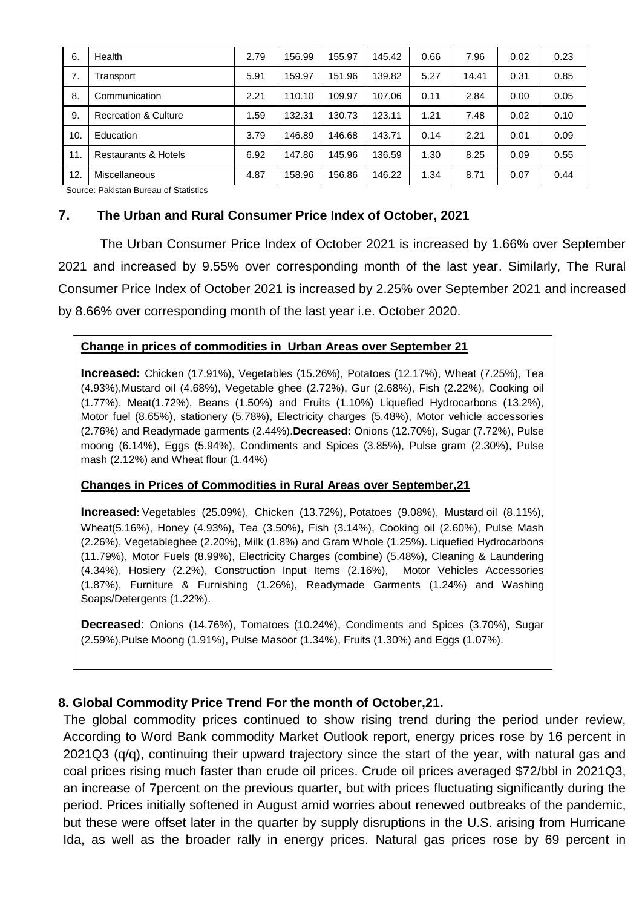| 6. | Health | 2.79 | 156.99 | 155.97 | 145.42 | 0.66 | 7.96 | 0.02 | 0.23 |
|---|---|---|---|---|---|---|---|---|---|
| 7. | Transport | 5.91 | 159.97 | 151.96 | 139.82 | 5.27 | 14.41 | 0.31 | 0.85 |
| 8. | Communication | 2.21 | 110.10 | 109.97 | 107.06 | 0.11 | 2.84 | 0.00 | 0.05 |
| 9. | Recreation & Culture | 1.59 | 132.31 | 130.73 | 123.11 | 1.21 | 7.48 | 0.02 | 0.10 |
| 10. | Education | 3.79 | 146.89 | 146.68 | 143.71 | 0.14 | 2.21 | 0.01 | 0.09 |
| 11. | Restaurants & Hotels | 6.92 | 147.86 | 145.96 | 136.59 | 1.30 | 8.25 | 0.09 | 0.55 |
| 12. | Miscellaneous | 4.87 | 158.96 | 156.86 | 146.22 | 1.34 | 8.71 | 0.07 | 0.44 |

Source: Pakistan Bureau of Statistics

## 7. The Urban and Rural Consumer Price Index of October, 2021

The Urban Consumer Price Index of October 2021 is increased by 1.66% over September 2021 and increased by 9.55% over corresponding month of the last year. Similarly, The Rural Consumer Price Index of October 2021 is increased by 2.25% over September 2021 and increased by 8.66% over corresponding month of the last year i.e. October 2020.

**Change in prices of commodities in Urban Areas over September 21**

**Increased:** Chicken (17.91%), Vegetables (15.26%), Potatoes (12.17%), Wheat (7.25%), Tea (4.93%),Mustard oil (4.68%), Vegetable ghee (2.72%), Gur (2.68%), Fish (2.22%), Cooking oil (1.77%), Meat(1.72%), Beans (1.50%) and Fruits (1.10%) Liquefied Hydrocarbons (13.2%), Motor fuel (8.65%), stationery (5.78%), Electricity charges (5.48%), Motor vehicle accessories (2.76%) and Readymade garments (2.44%).**Decreased:** Onions (12.70%), Sugar (7.72%), Pulse moong (6.14%), Eggs (5.94%), Condiments and Spices (3.85%), Pulse gram (2.30%), Pulse mash (2.12%) and Wheat flour (1.44%)

**Changes in Prices of Commodities in Rural Areas over September,21**

**Increased**: Vegetables (25.09%), Chicken (13.72%), Potatoes (9.08%), Mustard oil (8.11%), Wheat(5.16%), Honey (4.93%), Tea (3.50%), Fish (3.14%), Cooking oil (2.60%), Pulse Mash (2.26%), Vegetableghee (2.20%), Milk (1.8%) and Gram Whole (1.25%). Liquefied Hydrocarbons (11.79%), Motor Fuels (8.99%), Electricity Charges (combine) (5.48%), Cleaning & Laundering (4.34%), Hosiery (2.2%), Construction Input Items (2.16%), Motor Vehicles Accessories (1.87%), Furniture & Furnishing (1.26%), Readymade Garments (1.24%) and Washing Soaps/Detergents (1.22%).

**Decreased**: Onions (14.76%), Tomatoes (10.24%), Condiments and Spices (3.70%), Sugar (2.59%),Pulse Moong (1.91%), Pulse Masoor (1.34%), Fruits (1.30%) and Eggs (1.07%).

## 8. Global Commodity Price Trend For the month of October,21.

The global commodity prices continued to show rising trend during the period under review, According to Word Bank commodity Market Outlook report, energy prices rose by 16 percent in 2021Q3 (q/q), continuing their upward trajectory since the start of the year, with natural gas and coal prices rising much faster than crude oil prices. Crude oil prices averaged $72/bbl in 2021Q3, an increase of 7percent on the previous quarter, but with prices fluctuating significantly during the period. Prices initially softened in August amid worries about renewed outbreaks of the pandemic, but these were offset later in the quarter by supply disruptions in the U.S. arising from Hurricane Ida, as well as the broader rally in energy prices. Natural gas prices rose by 69 percent in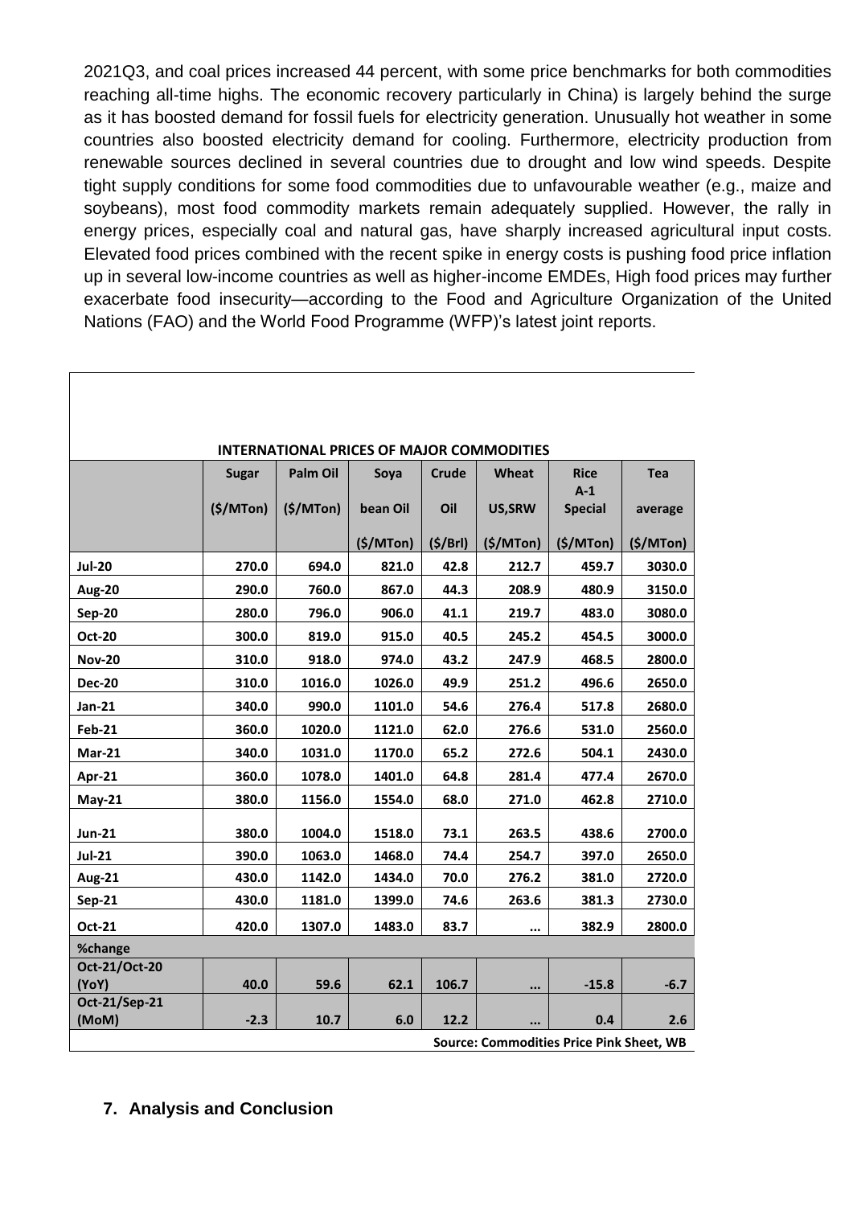2021Q3, and coal prices increased 44 percent, with some price benchmarks for both commodities reaching all-time highs. The economic recovery particularly in China) is largely behind the surge as it has boosted demand for fossil fuels for electricity generation. Unusually hot weather in some countries also boosted electricity demand for cooling. Furthermore, electricity production from renewable sources declined in several countries due to drought and low wind speeds. Despite tight supply conditions for some food commodities due to unfavourable weather (e.g., maize and soybeans), most food commodity markets remain adequately supplied. However, the rally in energy prices, especially coal and natural gas, have sharply increased agricultural input costs. Elevated food prices combined with the recent spike in energy costs is pushing food price inflation up in several low-income countries as well as higher-income EMDEs, High food prices may further exacerbate food insecurity—according to the Food and Agriculture Organization of the United Nations (FAO) and the World Food Programme (WFP)'s latest joint reports.

**INTERNATIONAL PRICES OF MAJOR COMMODITIES**

| | Sugar ($/MTon) | Palm Oil ($/MTon) | Soya bean Oil ($/MTon) | Crude Oil ($/Brl) | Wheat US,SRW ($/MTon) | Rice A-1 Special ($/MTon) | Tea average ($/MTon) |
|---|---|---|---|---|---|---|---|
| **Jul-20** | 270.0 | 694.0 | 821.0 | 42.8 | 212.7 | 459.7 | 3030.0 |
| **Aug-20** | 290.0 | 760.0 | 867.0 | 44.3 | 208.9 | 480.9 | 3150.0 |
| **Sep-20** | 280.0 | 796.0 | 906.0 | 41.1 | 219.7 | 483.0 | 3080.0 |
| **Oct-20** | 300.0 | 819.0 | 915.0 | 40.5 | 245.2 | 454.5 | 3000.0 |
| **Nov-20** | 310.0 | 918.0 | 974.0 | 43.2 | 247.9 | 468.5 | 2800.0 |
| **Dec-20** | 310.0 | 1016.0 | 1026.0 | 49.9 | 251.2 | 496.6 | 2650.0 |
| **Jan-21** | 340.0 | 990.0 | 1101.0 | 54.6 | 276.4 | 517.8 | 2680.0 |
| **Feb-21** | 360.0 | 1020.0 | 1121.0 | 62.0 | 276.6 | 531.0 | 2560.0 |
| **Mar-21** | 340.0 | 1031.0 | 1170.0 | 65.2 | 272.6 | 504.1 | 2430.0 |
| **Apr-21** | 360.0 | 1078.0 | 1401.0 | 64.8 | 281.4 | 477.4 | 2670.0 |
| **May-21** | 380.0 | 1156.0 | 1554.0 | 68.0 | 271.0 | 462.8 | 2710.0 |
| **Jun-21** | 380.0 | 1004.0 | 1518.0 | 73.1 | 263.5 | 438.6 | 2700.0 |
| **Jul-21** | 390.0 | 1063.0 | 1468.0 | 74.4 | 254.7 | 397.0 | 2650.0 |
| **Aug-21** | 430.0 | 1142.0 | 1434.0 | 70.0 | 276.2 | 381.0 | 2720.0 |
| **Sep-21** | 430.0 | 1181.0 | 1399.0 | 74.6 | 263.6 | 381.3 | 2730.0 |
| **Oct-21** | 420.0 | 1307.0 | 1483.0 | 83.7 | ... | 382.9 | 2800.0 |
| **%change** | | | | | | | |
| **Oct-21/Oct-20 (YoY)** | 40.0 | 59.6 | 62.1 | 106.7 | ... | -15.8 | -6.7 |
| **Oct-21/Sep-21 (MoM)** | -2.3 | 10.7 | 6.0 | 12.2 | ... | 0.4 | 2.6 |

**Source: Commodities Price Pink Sheet, WB**

## 7. Analysis and Conclusion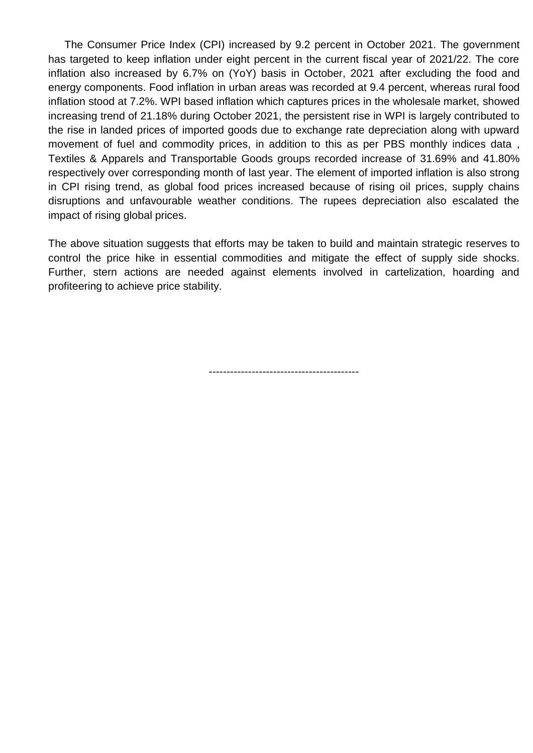The Consumer Price Index (CPI) increased by 9.2 percent in October 2021. The government has targeted to keep inflation under eight percent in the current fiscal year of 2021/22. The core inflation also increased by 6.7% on (YoY) basis in October, 2021 after excluding the food and energy components. Food inflation in urban areas was recorded at 9.4 percent, whereas rural food inflation stood at 7.2%. WPI based inflation which captures prices in the wholesale market, showed increasing trend of 21.18% during October 2021, the persistent rise in WPI is largely contributed to the rise in landed prices of imported goods due to exchange rate depreciation along with upward movement of fuel and commodity prices, in addition to this as per PBS monthly indices data , Textiles & Apparels and Transportable Goods groups recorded increase of 31.69% and 41.80% respectively over corresponding month of last year. The element of imported inflation is also strong in CPI rising trend, as global food prices increased because of rising oil prices, supply chains disruptions and unfavourable weather conditions. The rupees depreciation also escalated the impact of rising global prices.

The above situation suggests that efforts may be taken to build and maintain strategic reserves to control the price hike in essential commodities and mitigate the effect of supply side shocks. Further, stern actions are needed against elements involved in cartelization, hoarding and profiteering to achieve price stability.

------------------------------------------